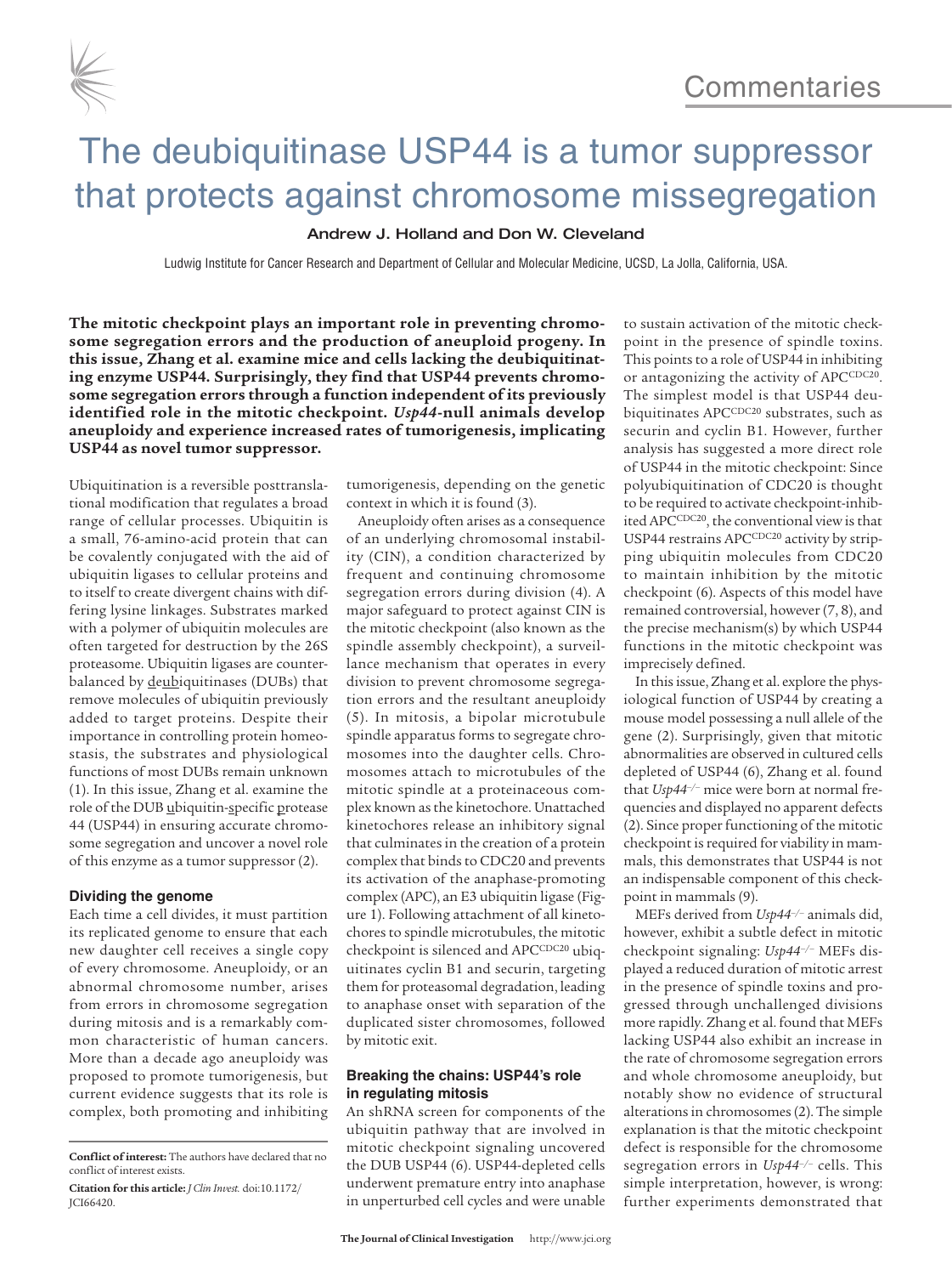Commentaries

# The deubiquitinase USP44 is a tumor suppressor that protects against chromosome missegregation

Andrew J. Holland and Don W. Cleveland

Ludwig Institute for Cancer Research and Department of Cellular and Molecular Medicine, UCSD, La Jolla, California, USA.

**The mitotic checkpoint plays an important role in preventing chromosome segregation errors and the production of aneuploid progeny. In this issue, Zhang et al. examine mice and cells lacking the deubiquitinating enzyme USP44. Surprisingly, they find that USP44 prevents chromosome segregation errors through a function independent of its previously identified role in the mitotic checkpoint. *Usp44*-null animals develop aneuploidy and experience increased rates of tumorigenesis, implicating USP44 as novel tumor suppressor.**

Ubiquitination is a reversible posttranslational modification that regulates a broad range of cellular processes. Ubiquitin is a small, 76-amino-acid protein that can be covalently conjugated with the aid of ubiquitin ligases to cellular proteins and to itself to create divergent chains with differing lysine linkages. Substrates marked with a polymer of ubiquitin molecules are often targeted for destruction by the 26S proteasome. Ubiquitin ligases are counterbalanced by deubiquitinases (DUBs) that remove molecules of ubiquitin previously added to target proteins. Despite their importance in controlling protein homeostasis, the substrates and physiological functions of most DUBs remain unknown (1). In this issue, Zhang et al. examine the role of the DUB ubiquitin-specific protease 44 (USP44) in ensuring accurate chromosome segregation and uncover a novel role of this enzyme as a tumor suppressor (2).

## Dividing the genome

Each time a cell divides, it must partition its replicated genome to ensure that each new daughter cell receives a single copy of every chromosome. Aneuploidy, or an abnormal chromosome number, arises from errors in chromosome segregation during mitosis and is a remarkably common characteristic of human cancers. More than a decade ago aneuploidy was proposed to promote tumorigenesis, but current evidence suggests that its role is complex, both promoting and inhibiting tumorigenesis, depending on the genetic context in which it is found (3).

Aneuploidy often arises as a consequence of an underlying chromosomal instability (CIN), a condition characterized by frequent and continuing chromosome segregation errors during division (4). A major safeguard to protect against CIN is the mitotic checkpoint (also known as the spindle assembly checkpoint), a surveillance mechanism that operates in every division to prevent chromosome segregation errors and the resultant aneuploidy (5). In mitosis, a bipolar microtubule spindle apparatus forms to segregate chromosomes into the daughter cells. Chromosomes attach to microtubules of the mitotic spindle at a proteinaceous complex known as the kinetochore. Unattached kinetochores release an inhibitory signal that culminates in the creation of a protein complex that binds to CDC20 and prevents its activation of the anaphase-promoting complex (APC), an E3 ubiquitin ligase (Figure 1). Following attachment of all kinetochores to spindle microtubules, the mitotic checkpoint is silenced and $APC^{CDC20}$ ubiquitinates cyclin B1 and securin, targeting them for proteasomal degradation, leading to anaphase onset with separation of the duplicated sister chromosomes, followed by mitotic exit.

## Breaking the chains: USP44's role in regulating mitosis

An shRNA screen for components of the ubiquitin pathway that are involved in mitotic checkpoint signaling uncovered the DUB USP44 (6). USP44-depleted cells underwent premature entry into anaphase in unperturbed cell cycles and were unable to sustain activation of the mitotic checkpoint in the presence of spindle toxins. This points to a role of USP44 in inhibiting or antagonizing the activity of $APC^{CDC20}$. The simplest model is that USP44 deubiquitinates $APC^{CDC20}$ substrates, such as securin and cyclin B1. However, further analysis has suggested a more direct role of USP44 in the mitotic checkpoint: Since polyubiquitination of CDC20 is thought to be required to activate checkpoint-inhibited $APC^{CDC20}$, the conventional view is that USP44 restrains $APC^{CDC20}$ activity by stripping ubiquitin molecules from CDC20 to maintain inhibition by the mitotic checkpoint (6). Aspects of this model have remained controversial, however (7, 8), and the precise mechanism(s) by which USP44 functions in the mitotic checkpoint was imprecisely defined.

In this issue, Zhang et al. explore the physiological function of USP44 by creating a mouse model possessing a null allele of the gene (2). Surprisingly, given that mitotic abnormalities are observed in cultured cells depleted of USP44 (6), Zhang et al. found that *Usp44*$^{-/-}$ mice were born at normal frequencies and displayed no apparent defects (2). Since proper functioning of the mitotic checkpoint is required for viability in mammals, this demonstrates that USP44 is not an indispensable component of this checkpoint in mammals (9).

MEFs derived from *Usp44*$^{-/-}$ animals did, however, exhibit a subtle defect in mitotic checkpoint signaling: *Usp44*$^{-/-}$ MEFs displayed a reduced duration of mitotic arrest in the presence of spindle toxins and progressed through unchallenged divisions more rapidly. Zhang et al. found that MEFs lacking USP44 also exhibit an increase in the rate of chromosome segregation errors and whole chromosome aneuploidy, but notably show no evidence of structural alterations in chromosomes (2). The simple explanation is that the mitotic checkpoint defect is responsible for the chromosome segregation errors in *Usp44*$^{-/-}$ cells. This simple interpretation, however, is wrong: further experiments demonstrated that

**Conflict of interest:** The authors have declared that no conflict of interest exists.

**Citation for this article:** *J Clin Invest.* doi:10.1172/JCI66420.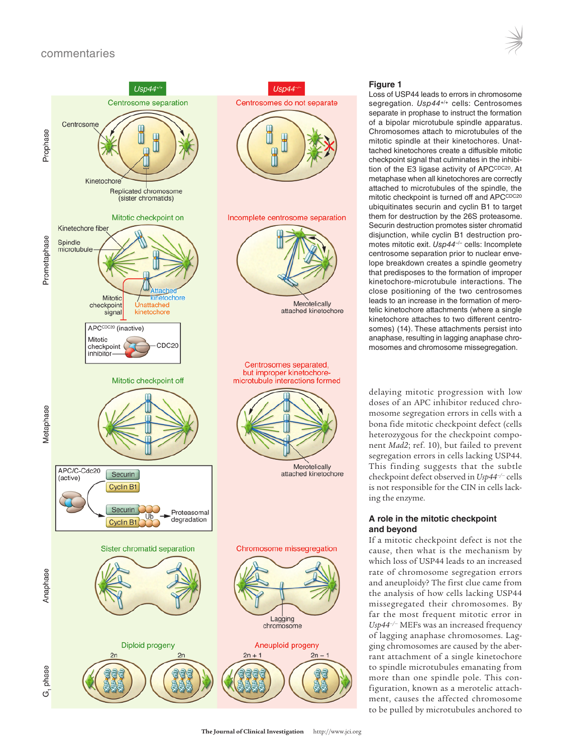**Figure 1**

Loss of USP44 leads to errors in chromosome segregation. *Usp44*$^{+/+}$ cells: Centrosomes separate in prophase to instruct the formation of a bipolar microtubule spindle apparatus. Chromosomes attach to microtubules of the mitotic spindle at their kinetochores. Unattached kinetochores create a diffusible mitotic checkpoint signal that culminates in the inhibition of the E3 ligase activity of APC$^{CDC20}$. At metaphase when all kinetochores are correctly attached to microtubules of the spindle, the mitotic checkpoint is turned off and APC$^{CDC20}$ ubiquitinates securin and cyclin B1 to target them for destruction by the 26S proteasome. Securin destruction promotes sister chromatid disjunction, while cyclin B1 destruction promotes mitotic exit. *Usp44*$^{-/-}$ cells: Incomplete centrosome separation prior to nuclear envelope breakdown creates a spindle geometry that predisposes to the formation of improper kinetochore-microtubule interactions. The close positioning of the two centrosomes leads to an increase in the formation of merotelic kinetochore attachments (where a single kinetochore attaches to two different centrosomes) (14). These attachments persist into anaphase, resulting in lagging anaphase chromosomes and chromosome missegregation.

delaying mitotic progression with low doses of an APC inhibitor reduced chromosome segregation errors in cells with a bona fide mitotic checkpoint defect (cells heterozygous for the checkpoint component *Mad2*; ref. 10), but failed to prevent segregation errors in cells lacking USP44. This finding suggests that the subtle checkpoint defect observed in *Usp44*$^{-/-}$ cells is not responsible for the CIN in cells lacking the enzyme.

### A role in the mitotic checkpoint and beyond

If a mitotic checkpoint defect is not the cause, then what is the mechanism by which loss of USP44 leads to an increased rate of chromosome segregation errors and aneuploidy? The first clue came from the analysis of how cells lacking USP44 missegregated their chromosomes. By far the most frequent mitotic error in *Usp44*$^{-/-}$ MEFs was an increased frequency of lagging anaphase chromosomes. Lagging chromosomes are caused by the aberrant attachment of a single kinetochore to spindle microtubules emanating from more than one spindle pole. This configuration, known as a merotelic attachment, causes the affected chromosome to be pulled by microtubules anchored to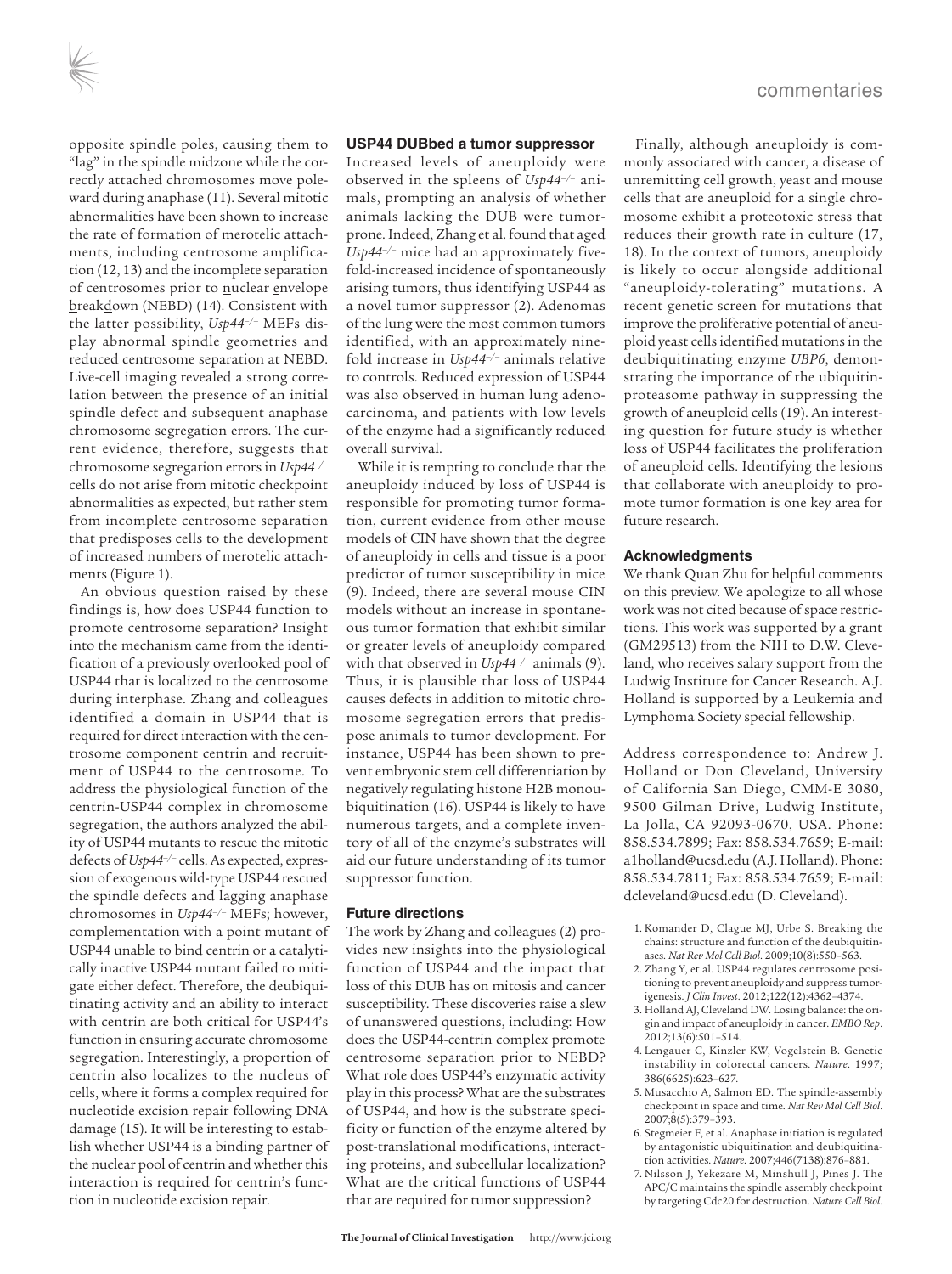opposite spindle poles, causing them to "lag" in the spindle midzone while the correctly attached chromosomes move poleward during anaphase (11). Several mitotic abnormalities have been shown to increase the rate of formation of merotelic attachments, including centrosome amplification (12, 13) and the incomplete separation of centrosomes prior to nuclear envelope breakdown (NEBD) (14). Consistent with the latter possibility, *Usp44*$^{-/-}$ MEFs display abnormal spindle geometries and reduced centrosome separation at NEBD. Live-cell imaging revealed a strong correlation between the presence of an initial spindle defect and subsequent anaphase chromosome segregation errors. The current evidence, therefore, suggests that chromosome segregation errors in *Usp44*$^{-/-}$ cells do not arise from mitotic checkpoint abnormalities as expected, but rather stem from incomplete centrosome separation that predisposes cells to the development of increased numbers of merotelic attachments (Figure 1).

An obvious question raised by these findings is, how does USP44 function to promote centrosome separation? Insight into the mechanism came from the identification of a previously overlooked pool of USP44 that is localized to the centrosome during interphase. Zhang and colleagues identified a domain in USP44 that is required for direct interaction with the centrosome component centrin and recruitment of USP44 to the centrosome. To address the physiological function of the centrin-USP44 complex in chromosome segregation, the authors analyzed the ability of USP44 mutants to rescue the mitotic defects of *Usp44*$^{-/-}$ cells. As expected, expression of exogenous wild-type USP44 rescued the spindle defects and lagging anaphase chromosomes in *Usp44*$^{-/-}$ MEFs; however, complementation with a point mutant of USP44 unable to bind centrin or a catalytically inactive USP44 mutant failed to mitigate either defect. Therefore, the deubiquitinating activity and an ability to interact with centrin are both critical for USP44's function in ensuring accurate chromosome segregation. Interestingly, a proportion of centrin also localizes to the nucleus of cells, where it forms a complex required for nucleotide excision repair following DNA damage (15). It will be interesting to establish whether USP44 is a binding partner of the nuclear pool of centrin and whether this interaction is required for centrin's function in nucleotide excision repair.

### USP44 DUBbed a tumor suppressor

Increased levels of aneuploidy were observed in the spleens of *Usp44*$^{-/-}$ animals, prompting an analysis of whether animals lacking the DUB were tumor-prone. Indeed, Zhang et al. found that aged *Usp44*$^{-/-}$ mice had an approximately fivefold-increased incidence of spontaneously arising tumors, thus identifying USP44 as a novel tumor suppressor (2). Adenomas of the lung were the most common tumors identified, with an approximately ninefold increase in *Usp44*$^{-/-}$ animals relative to controls. Reduced expression of USP44 was also observed in human lung adenocarcinoma, and patients with low levels of the enzyme had a significantly reduced overall survival.

While it is tempting to conclude that the aneuploidy induced by loss of USP44 is responsible for promoting tumor formation, current evidence from other mouse models of CIN have shown that the degree of aneuploidy in cells and tissue is a poor predictor of tumor susceptibility in mice (9). Indeed, there are several mouse CIN models without an increase in spontaneous tumor formation that exhibit similar or greater levels of aneuploidy compared with that observed in *Usp44*$^{-/-}$ animals (9). Thus, it is plausible that loss of USP44 causes defects in addition to mitotic chromosome segregation errors that predispose animals to tumor development. For instance, USP44 has been shown to prevent embryonic stem cell differentiation by negatively regulating histone H2B monoubiquitination (16). USP44 is likely to have numerous targets, and a complete inventory of all of the enzyme's substrates will aid our future understanding of its tumor suppressor function.

### Future directions

The work by Zhang and colleagues (2) provides new insights into the physiological function of USP44 and the impact that loss of this DUB has on mitosis and cancer susceptibility. These discoveries raise a slew of unanswered questions, including: How does the USP44-centrin complex promote centrosome separation prior to NEBD? What role does USP44's enzymatic activity play in this process? What are the substrates of USP44, and how is the substrate specificity or function of the enzyme altered by post-translational modifications, interacting proteins, and subcellular localization? What are the critical functions of USP44 that are required for tumor suppression?

Finally, although aneuploidy is commonly associated with cancer, a disease of unremitting cell growth, yeast and mouse cells that are aneuploid for a single chromosome exhibit a proteotoxic stress that reduces their growth rate in culture (17, 18). In the context of tumors, aneuploidy is likely to occur alongside additional "aneuploidy-tolerating" mutations. A recent genetic screen for mutations that improve the proliferative potential of aneuploid yeast cells identified mutations in the deubiquitinating enzyme *UBP6*, demonstrating the importance of the ubiquitin-proteasome pathway in suppressing the growth of aneuploid cells (19). An interesting question for future study is whether loss of USP44 facilitates the proliferation of aneuploid cells. Identifying the lesions that collaborate with aneuploidy to promote tumor formation is one key area for future research.

### Acknowledgments

We thank Quan Zhu for helpful comments on this preview. We apologize to all whose work was not cited because of space restrictions. This work was supported by a grant (GM29513) from the NIH to D.W. Cleveland, who receives salary support from the Ludwig Institute for Cancer Research. A.J. Holland is supported by a Leukemia and Lymphoma Society special fellowship.

Address correspondence to: Andrew J. Holland or Don Cleveland, University of California San Diego, CMM-E 3080, 9500 Gilman Drive, Ludwig Institute, La Jolla, CA 92093-0670, USA. Phone: 858.534.7899; Fax: 858.534.7659; E-mail: a1holland@ucsd.edu (A.J. Holland). Phone: 858.534.7811; Fax: 858.534.7659; E-mail: dcleveland@ucsd.edu (D. Cleveland).

1. Komander D, Clague MJ, Urbe S. Breaking the chains: structure and function of the deubiquitinases. *Nat Rev Mol Cell Biol*. 2009;10(8):550–563.
2. Zhang Y, et al. USP44 regulates centrosome positioning to prevent aneuploidy and suppress tumorigenesis. *J Clin Invest*. 2012;122(12):4362–4374.
3. Holland AJ, Cleveland DW. Losing balance: the origin and impact of aneuploidy in cancer. *EMBO Rep*. 2012;13(6):501–514.
4. Lengauer C, Kinzler KW, Vogelstein B. Genetic instability in colorectal cancers. *Nature*. 1997; 386(6625):623–627.
5. Musacchio A, Salmon ED. The spindle-assembly checkpoint in space and time. *Nat Rev Mol Cell Biol*. 2007;8(5):379–393.
6. Stegmeier F, et al. Anaphase initiation is regulated by antagonistic ubiquitination and deubiquitination activities. *Nature*. 2007;446(7138):876–881.
7. Nilsson J, Yekezare M, Minshull J, Pines J. The APC/C maintains the spindle assembly checkpoint by targeting Cdc20 for destruction. *Nature Cell Biol*.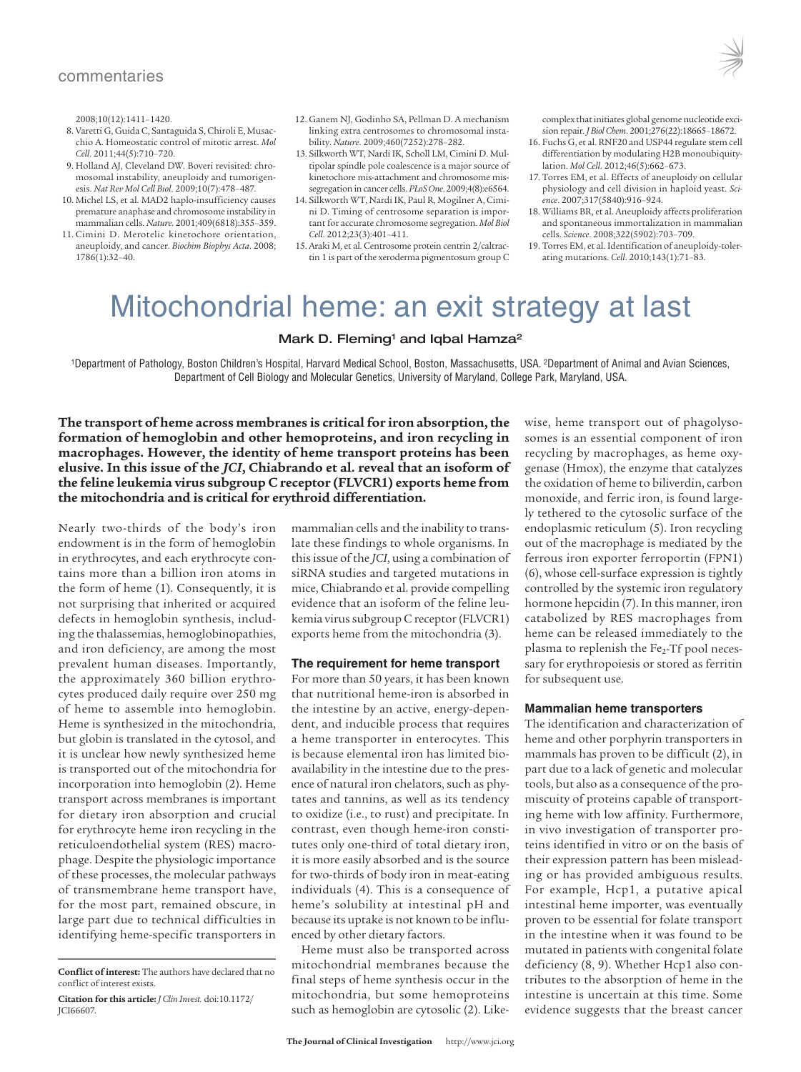2008;10(12):1411–1420.

8. Varetti G, Guida C, Santaguida S, Chiroli E, Musacchio A. Homeostatic control of mitotic arrest. *Mol Cell*. 2011;44(5):710–720.
9. Holland AJ, Cleveland DW. Boveri revisited: chromosomal instability, aneuploidy and tumorigenesis. *Nat Rev Mol Cell Biol*. 2009;10(7):478–487.
10. Michel LS, et al. MAD2 haplo-insufficiency causes premature anaphase and chromosome instability in mammalian cells. *Nature*. 2001;409(6818):355–359.
11. Cimini D. Merotelic kinetochore orientation, aneuploidy, and cancer. *Biochim Biophys Acta*. 2008; 1786(1):32–40.
12. Ganem NJ, Godinho SA, Pellman D. A mechanism linking extra centrosomes to chromosomal instability. *Nature*. 2009;460(7252):278–282.
13. Silkworth WT, Nardi IK, Scholl LM, Cimini D. Multipolar spindle pole coalescence is a major source of kinetochore mis-attachment and chromosome missegregation in cancer cells. *PLoS One*. 2009;4(8):e6564.
14. Silkworth WT, Nardi IK, Paul R, Mogilner A, Cimini D. Timing of centrosome separation is important for accurate chromosome segregation. *Mol Biol Cell*. 2012;23(3):401–411.
15. Araki M, et al. Centrosome protein centrin 2/caltractin 1 is part of the xeroderma pigmentosum group C complex that initiates global genome nucleotide excision repair. *J Biol Chem*. 2001;276(22):18665–18672.
16. Fuchs G, et al. RNF20 and USP44 regulate stem cell differentiation by modulating H2B monoubiquitylation. *Mol Cell*. 2012;46(5):662–673.
17. Torres EM, et al. Effects of aneuploidy on cellular physiology and cell division in haploid yeast. *Science*. 2007;317(5840):916–924.
18. Williams BR, et al. Aneuploidy affects proliferation and spontaneous immortalization in mammalian cells. *Science*. 2008;322(5902):703–709.
19. Torres EM, et al. Identification of aneuploidy-tolerating mutations. *Cell*. 2010;143(1):71–83.

# Mitochondrial heme: an exit strategy at last

**Mark D. Fleming[1] and Iqbal Hamza[2]**

[1]Department of Pathology, Boston Children's Hospital, Harvard Medical School, Boston, Massachusetts, USA. [2]Department of Animal and Avian Sciences, Department of Cell Biology and Molecular Genetics, University of Maryland, College Park, Maryland, USA.

**The transport of heme across membranes is critical for iron absorption, the formation of hemoglobin and other hemoproteins, and iron recycling in macrophages. However, the identity of heme transport proteins has been elusive. In this issue of the *JCI*, Chiabrando et al. reveal that an isoform of the feline leukemia virus subgroup C receptor (FLVCR1) exports heme from the mitochondria and is critical for erythroid differentiation.**

Nearly two-thirds of the body's iron endowment is in the form of hemoglobin in erythrocytes, and each erythrocyte contains more than a billion iron atoms in the form of heme (1). Consequently, it is not surprising that inherited or acquired defects in hemoglobin synthesis, including the thalassemias, hemoglobinopathies, and iron deficiency, are among the most prevalent human diseases. Importantly, the approximately 360 billion erythrocytes produced daily require over 250 mg of heme to assemble into hemoglobin. Heme is synthesized in the mitochondria, but globin is translated in the cytosol, and it is unclear how newly synthesized heme is transported out of the mitochondria for incorporation into hemoglobin (2). Heme transport across membranes is important for dietary iron absorption and crucial for erythrocyte heme iron recycling in the reticuloendothelial system (RES) macrophage. Despite the physiologic importance of these processes, the molecular pathways of transmembrane heme transport have, for the most part, remained obscure, in large part due to technical difficulties in identifying heme-specific transporters in mammalian cells and the inability to translate these findings to whole organisms. In this issue of the *JCI*, using a combination of siRNA studies and targeted mutations in mice, Chiabrando et al. provide compelling evidence that an isoform of the feline leukemia virus subgroup C receptor (FLVCR1) exports heme from the mitochondria (3).

### The requirement for heme transport

For more than 50 years, it has been known that nutritional heme-iron is absorbed in the intestine by an active, energy-dependent, and inducible process that requires a heme transporter in enterocytes. This is because elemental iron has limited bioavailability in the intestine due to the presence of natural iron chelators, such as phytates and tannins, as well as its tendency to oxidize (i.e., to rust) and precipitate. In contrast, even though heme-iron constitutes only one-third of total dietary iron, it is more easily absorbed and is the source for two-thirds of body iron in meat-eating individuals (4). This is a consequence of heme's solubility at intestinal pH and because its uptake is not known to be influenced by other dietary factors.

Heme must also be transported across mitochondrial membranes because the final steps of heme synthesis occur in the mitochondria, but some hemoproteins such as hemoglobin are cytosolic (2). Likewise, heme transport out of phagolysosomes is an essential component of iron recycling by macrophages, as heme oxygenase (Hmox), the enzyme that catalyzes the oxidation of heme to biliverdin, carbon monoxide, and ferric iron, is found largely tethered to the cytosolic surface of the endoplasmic reticulum (5). Iron recycling out of the macrophage is mediated by the ferrous iron exporter ferroportin (FPN1) (6), whose cell-surface expression is tightly controlled by the systemic iron regulatory hormone hepcidin (7). In this manner, iron catabolized by RES macrophages from heme can be released immediately to the plasma to replenish the $Fe_2$-Tf pool necessary for erythropoiesis or stored as ferritin for subsequent use.

### Mammalian heme transporters

The identification and characterization of heme and other porphyrin transporters in mammals has proven to be difficult (2), in part due to a lack of genetic and molecular tools, but also as a consequence of the promiscuity of proteins capable of transporting heme with low affinity. Furthermore, in vivo investigation of transporter proteins identified in vitro or on the basis of their expression pattern has been misleading or has provided ambiguous results. For example, Hcp1, a putative apical intestinal heme importer, was eventually proven to be essential for folate transport in the intestine when it was found to be mutated in patients with congenital folate deficiency (8, 9). Whether Hcp1 also contributes to the absorption of heme in the intestine is uncertain at this time. Some evidence suggests that the breast cancer

**Conflict of interest:** The authors have declared that no conflict of interest exists.

**Citation for this article:** *J Clin Invest*. doi:10.1172/JCI66607.